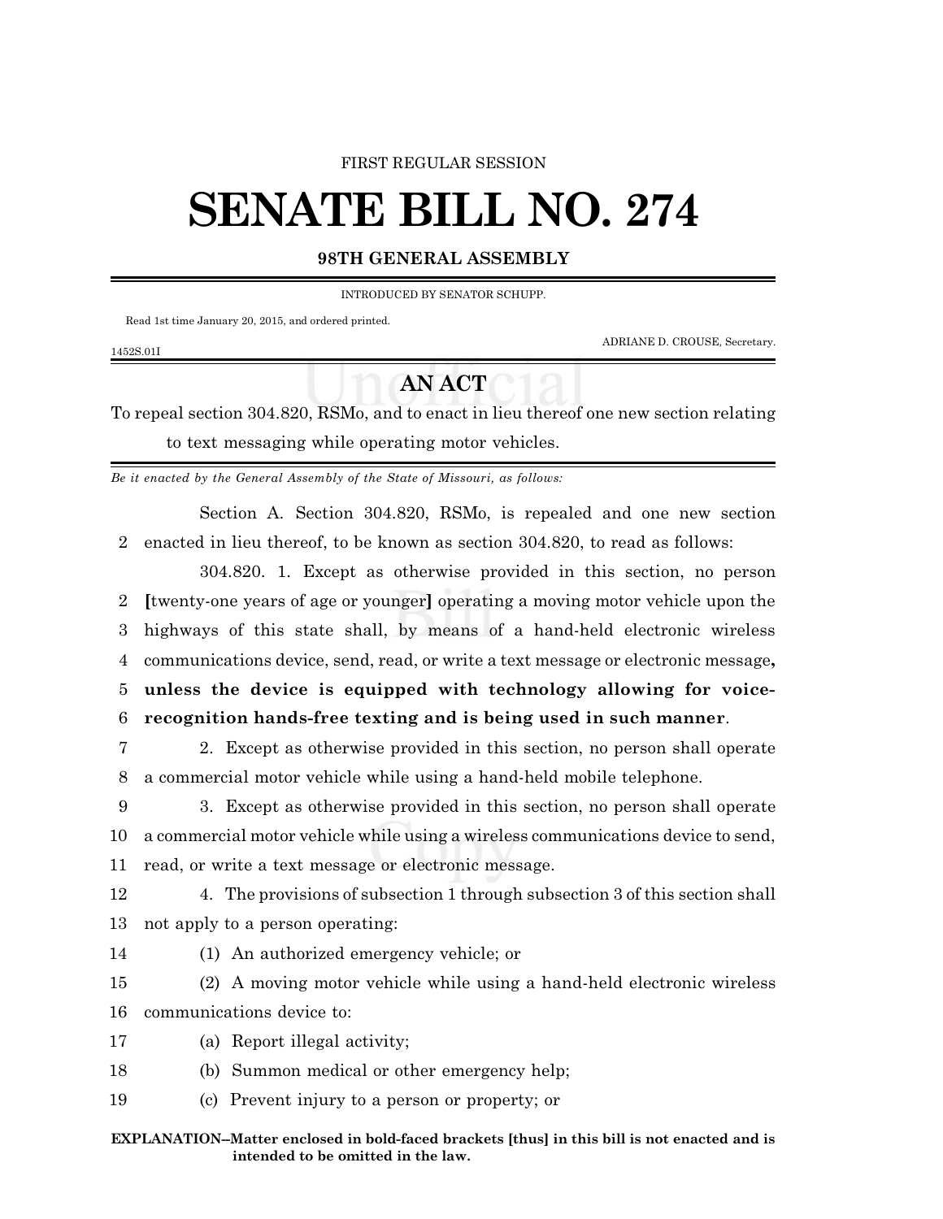FIRST REGULAR SESSION

# SENATE BILL NO. 274

## 98TH GENERAL ASSEMBLY

INTRODUCED BY SENATOR SCHUPP.

Read 1st time January 20, 2015, and ordered printed.

ADRIANE D. CROUSE, Secretary.

1452S.01I

## AN ACT

To repeal section 304.820, RSMo, and to enact in lieu thereof one new section relating to text messaging while operating motor vehicles.

*Be it enacted by the General Assembly of the State of Missouri, as follows:*

Section A. Section 304.820, RSMo, is repealed and one new section enacted in lieu thereof, to be known as section 304.820, to read as follows:

304.820. 1. Except as otherwise provided in this section, no person **[**twenty-one years of age or younger**]** operating a moving motor vehicle upon the highways of this state shall, by means of a hand-held electronic wireless communications device, send, read, or write a text message or electronic message**, unless the device is equipped with technology allowing for voice-recognition hands-free texting and is being used in such manner**.

2. Except as otherwise provided in this section, no person shall operate a commercial motor vehicle while using a hand-held mobile telephone.

3. Except as otherwise provided in this section, no person shall operate a commercial motor vehicle while using a wireless communications device to send, read, or write a text message or electronic message.

4. The provisions of subsection 1 through subsection 3 of this section shall not apply to a person operating:

(1) An authorized emergency vehicle; or

(2) A moving motor vehicle while using a hand-held electronic wireless communications device to:

(a) Report illegal activity;

(b) Summon medical or other emergency help;

(c) Prevent injury to a person or property; or

**EXPLANATION–Matter enclosed in bold-faced brackets [thus] in this bill is not enacted and is intended to be omitted in the law.**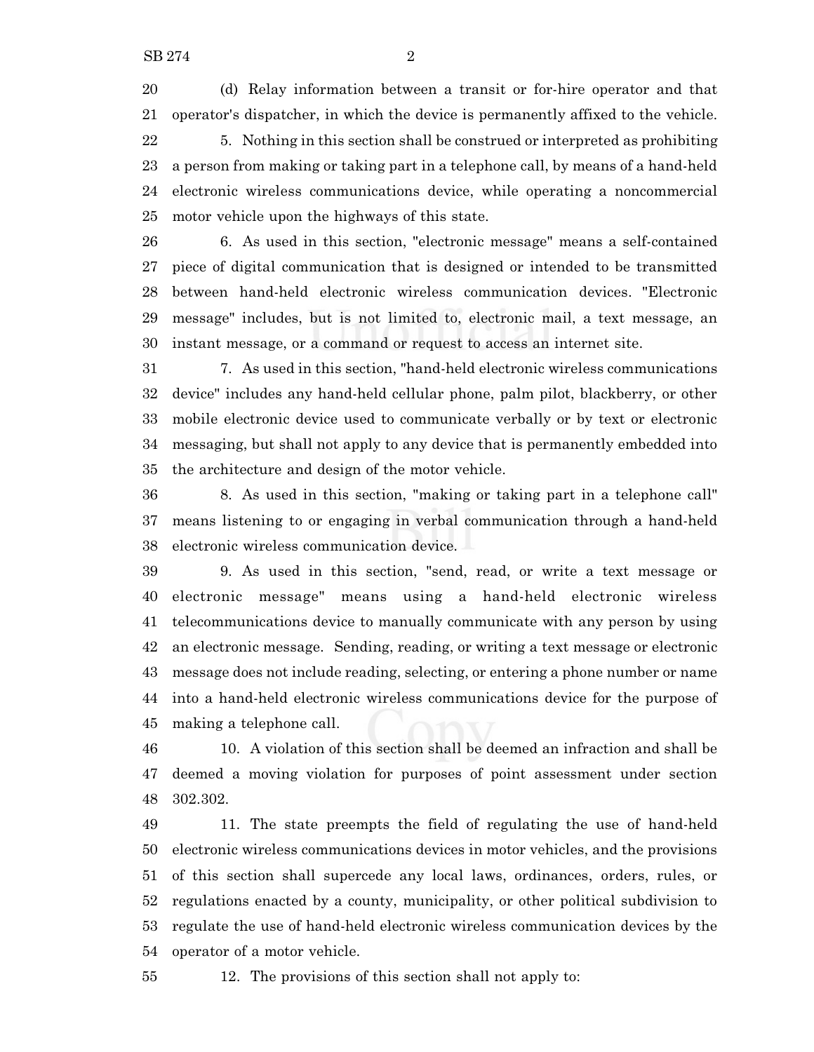(d) Relay information between a transit or for-hire operator and that operator's dispatcher, in which the device is permanently affixed to the vehicle.

5. Nothing in this section shall be construed or interpreted as prohibiting a person from making or taking part in a telephone call, by means of a hand-held electronic wireless communications device, while operating a noncommercial motor vehicle upon the highways of this state.

6. As used in this section, "electronic message" means a self-contained piece of digital communication that is designed or intended to be transmitted between hand-held electronic wireless communication devices. "Electronic message" includes, but is not limited to, electronic mail, a text message, an instant message, or a command or request to access an internet site.

7. As used in this section, "hand-held electronic wireless communications device" includes any hand-held cellular phone, palm pilot, blackberry, or other mobile electronic device used to communicate verbally or by text or electronic messaging, but shall not apply to any device that is permanently embedded into the architecture and design of the motor vehicle.

8. As used in this section, "making or taking part in a telephone call" means listening to or engaging in verbal communication through a hand-held electronic wireless communication device.

9. As used in this section, "send, read, or write a text message or electronic message" means using a hand-held electronic wireless telecommunications device to manually communicate with any person by using an electronic message. Sending, reading, or writing a text message or electronic message does not include reading, selecting, or entering a phone number or name into a hand-held electronic wireless communications device for the purpose of making a telephone call.

10. A violation of this section shall be deemed an infraction and shall be deemed a moving violation for purposes of point assessment under section 302.302.

11. The state preempts the field of regulating the use of hand-held electronic wireless communications devices in motor vehicles, and the provisions of this section shall supercede any local laws, ordinances, orders, rules, or regulations enacted by a county, municipality, or other political subdivision to regulate the use of hand-held electronic wireless communication devices by the operator of a motor vehicle.

12. The provisions of this section shall not apply to: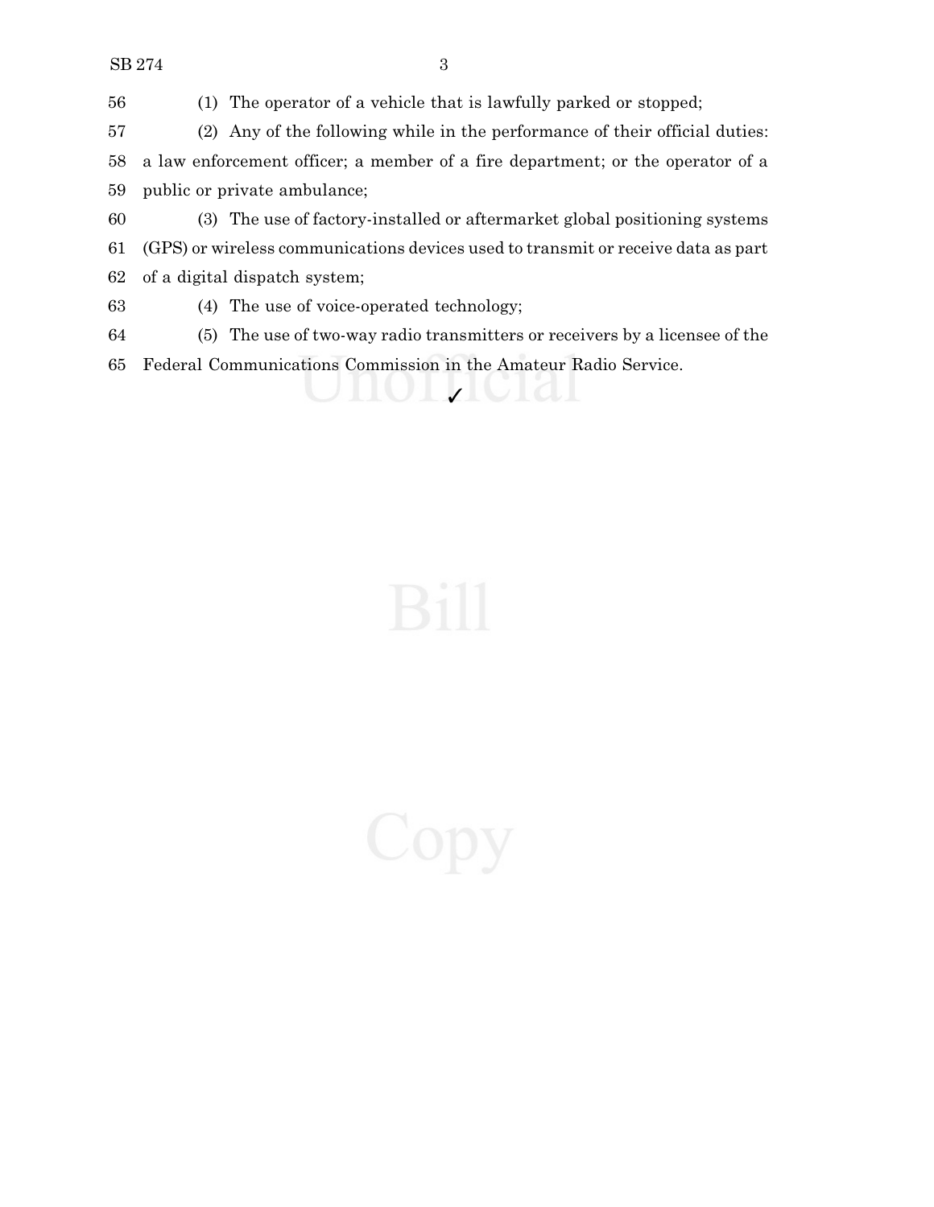(1) The operator of a vehicle that is lawfully parked or stopped;

(2) Any of the following while in the performance of their official duties: a law enforcement officer; a member of a fire department; or the operator of a public or private ambulance;

(3) The use of factory-installed or aftermarket global positioning systems (GPS) or wireless communications devices used to transmit or receive data as part of a digital dispatch system;

(4) The use of voice-operated technology;

(5) The use of two-way radio transmitters or receivers by a licensee of the Federal Communications Commission in the Amateur Radio Service.

✓